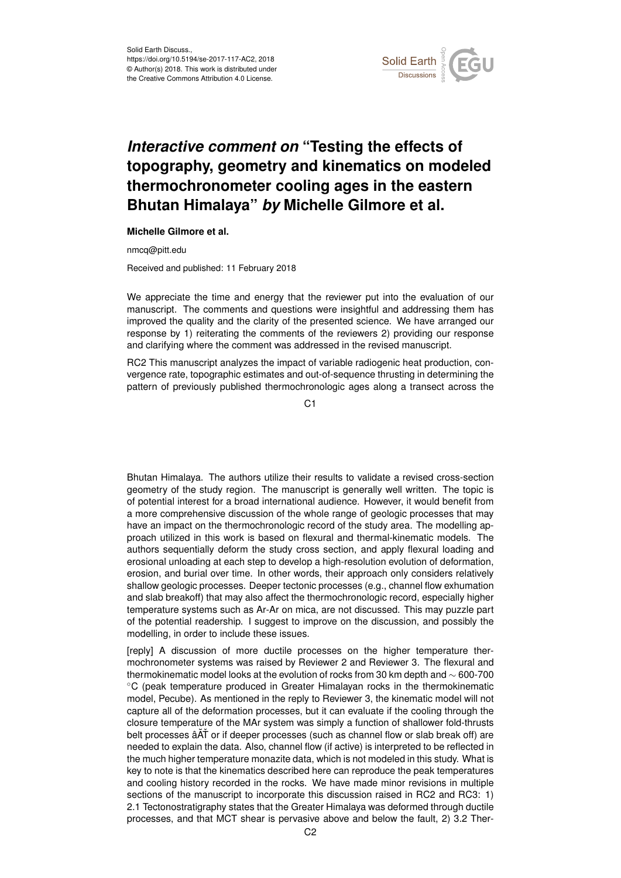Solid Earth Discuss.,
https://doi.org/10.5194/se-2017-117-AC2, 2018
© Author(s) 2018. This work is distributed under
the Creative Commons Attribution 4.0 License.

# *Interactive comment on* "Testing the effects of topography, geometry and kinematics on modeled thermochronometer cooling ages in the eastern Bhutan Himalaya" *by* Michelle Gilmore et al.

**Michelle Gilmore et al.**

nmcq@pitt.edu

Received and published: 11 February 2018

We appreciate the time and energy that the reviewer put into the evaluation of our manuscript. The comments and questions were insightful and addressing them has improved the quality and the clarity of the presented science. We have arranged our response by 1) reiterating the comments of the reviewers 2) providing our response and clarifying where the comment was addressed in the revised manuscript.

RC2 This manuscript analyzes the impact of variable radiogenic heat production, convergence rate, topographic estimates and out-of-sequence thrusting in determining the pattern of previously published thermochronologic ages along a transect across the Bhutan Himalaya. The authors utilize their results to validate a revised cross-section geometry of the study region. The manuscript is generally well written. The topic is of potential interest for a broad international audience. However, it would benefit from a more comprehensive discussion of the whole range of geologic processes that may have an impact on the thermochronologic record of the study area. The modelling approach utilized in this work is based on flexural and thermal-kinematic models. The authors sequentially deform the study cross section, and apply flexural loading and erosional unloading at each step to develop a high-resolution evolution of deformation, erosion, and burial over time. In other words, their approach only considers relatively shallow geologic processes. Deeper tectonic processes (e.g., channel flow exhumation and slab breakoff) that may also affect the thermochronologic record, especially higher temperature systems such as Ar-Ar on mica, are not discussed. This may puzzle part of the potential readership. I suggest to improve on the discussion, and possibly the modelling, in order to include these issues.

[reply] A discussion of more ductile processes on the higher temperature thermochronometer systems was raised by Reviewer 2 and Reviewer 3. The flexural and thermokinematic model looks at the evolution of rocks from 30 km depth and $\sim$ 600-700 $^{\circ}$C (peak temperature produced in Greater Himalayan rocks in the thermokinematic model, Pecube). As mentioned in the reply to Reviewer 3, the kinematic model will not capture all of the deformation processes, but it can evaluate if the cooling through the closure temperature of the MAr system was simply a function of shallower fold-thrusts belt processes âĂŤ or if deeper processes (such as channel flow or slab break off) are needed to explain the data. Also, channel flow (if active) is interpreted to be reflected in the much higher temperature monazite data, which is not modeled in this study. What is key to note is that the kinematics described here can reproduce the peak temperatures and cooling history recorded in the rocks. We have made minor revisions in multiple sections of the manuscript to incorporate this discussion raised in RC2 and RC3: 1) 2.1 Tectonostratigraphy states that the Greater Himalaya was deformed through ductile processes, and that MCT shear is pervasive above and below the fault, 2) 3.2 Ther-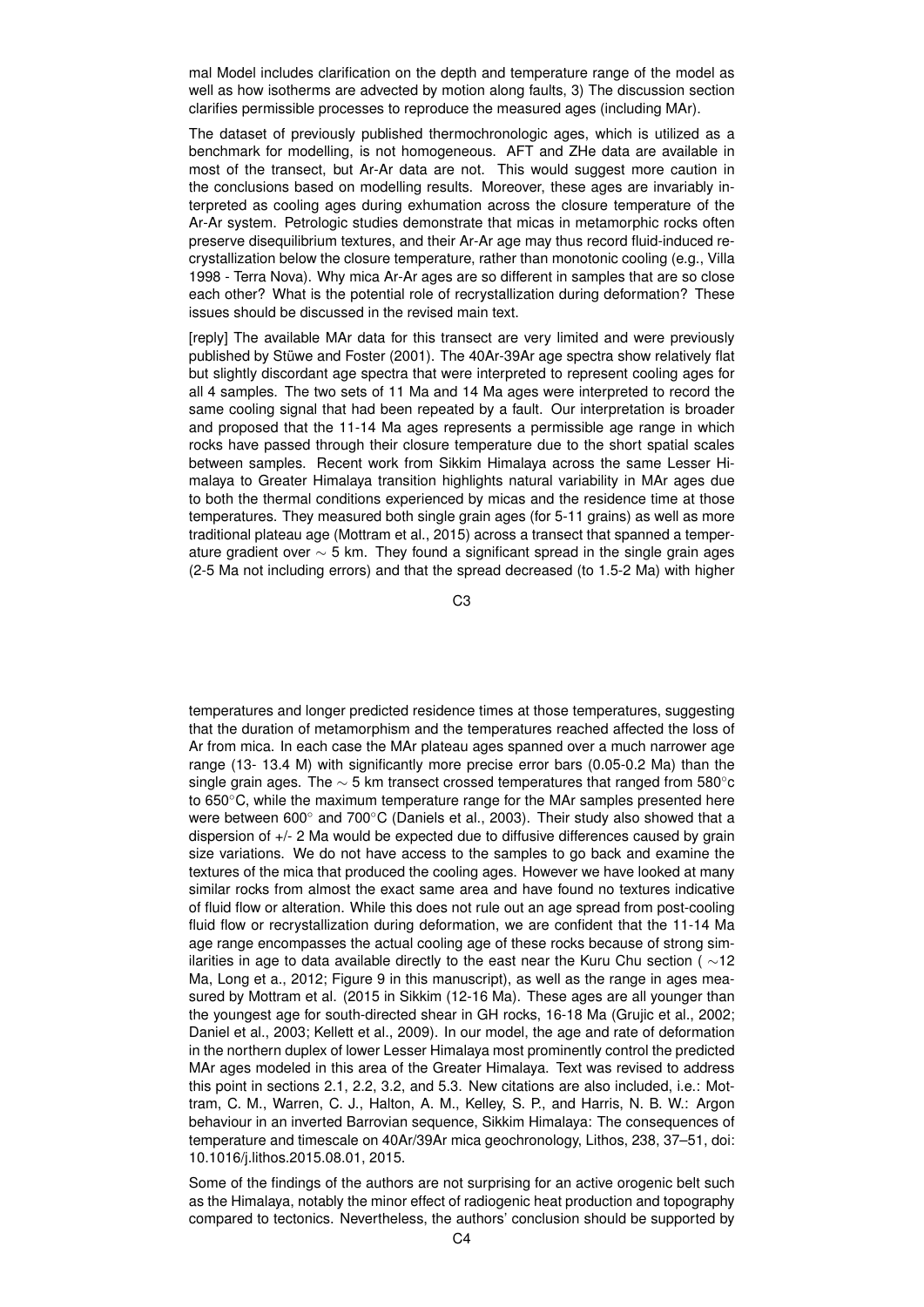mal Model includes clarification on the depth and temperature range of the model as well as how isotherms are advected by motion along faults, 3) The discussion section clarifies permissible processes to reproduce the measured ages (including MAr).

The dataset of previously published thermochronologic ages, which is utilized as a benchmark for modelling, is not homogeneous. AFT and ZHe data are available in most of the transect, but Ar-Ar data are not. This would suggest more caution in the conclusions based on modelling results. Moreover, these ages are invariably interpreted as cooling ages during exhumation across the closure temperature of the Ar-Ar system. Petrologic studies demonstrate that micas in metamorphic rocks often preserve disequilibrium textures, and their Ar-Ar age may thus record fluid-induced recrystallization below the closure temperature, rather than monotonic cooling (e.g., Villa 1998 - Terra Nova). Why mica Ar-Ar ages are so different in samples that are so close each other? What is the potential role of recrystallization during deformation? These issues should be discussed in the revised main text.

[reply] The available MAr data for this transect are very limited and were previously published by Stüwe and Foster (2001). The 40Ar-39Ar age spectra show relatively flat but slightly discordant age spectra that were interpreted to represent cooling ages for all 4 samples. The two sets of 11 Ma and 14 Ma ages were interpreted to record the same cooling signal that had been repeated by a fault. Our interpretation is broader and proposed that the 11-14 Ma ages represents a permissible age range in which rocks have passed through their closure temperature due to the short spatial scales between samples. Recent work from Sikkim Himalaya across the same Lesser Himalaya to Greater Himalaya transition highlights natural variability in MAr ages due to both the thermal conditions experienced by micas and the residence time at those temperatures. They measured both single grain ages (for 5-11 grains) as well as more traditional plateau age (Mottram et al., 2015) across a transect that spanned a temperature gradient over $\sim$ 5 km. They found a significant spread in the single grain ages (2-5 Ma not including errors) and that the spread decreased (to 1.5-2 Ma) with higher temperatures and longer predicted residence times at those temperatures, suggesting that the duration of metamorphism and the temperatures reached affected the loss of Ar from mica. In each case the MAr plateau ages spanned over a much narrower age range (13- 13.4 M) with significantly more precise error bars (0.05-0.2 Ma) than the single grain ages. The $\sim$ 5 km transect crossed temperatures that ranged from 580°c to 650°C, while the maximum temperature range for the MAr samples presented here were between 600° and 700°C (Daniels et al., 2003). Their study also showed that a dispersion of +/- 2 Ma would be expected due to diffusive differences caused by grain size variations. We do not have access to the samples to go back and examine the textures of the mica that produced the cooling ages. However we have looked at many similar rocks from almost the exact same area and have found no textures indicative of fluid flow or alteration. While this does not rule out an age spread from post-cooling fluid flow or recrystallization during deformation, we are confident that the 11-14 Ma age range encompasses the actual cooling age of these rocks because of strong similarities in age to data available directly to the east near the Kuru Chu section ( $\sim$12 Ma, Long et a., 2012; Figure 9 in this manuscript), as well as the range in ages measured by Mottram et al. (2015 in Sikkim (12-16 Ma). These ages are all younger than the youngest age for south-directed shear in GH rocks, 16-18 Ma (Grujic et al., 2002; Daniel et al., 2003; Kellett et al., 2009). In our model, the age and rate of deformation in the northern duplex of lower Lesser Himalaya most prominently control the predicted MAr ages modeled in this area of the Greater Himalaya. Text was revised to address this point in sections 2.1, 2.2, 3.2, and 5.3. New citations are also included, i.e.: Mottram, C. M., Warren, C. J., Halton, A. M., Kelley, S. P., and Harris, N. B. W.: Argon behaviour in an inverted Barrovian sequence, Sikkim Himalaya: The consequences of temperature and timescale on 40Ar/39Ar mica geochronology, Lithos, 238, 37–51, doi: 10.1016/j.lithos.2015.08.01, 2015.

Some of the findings of the authors are not surprising for an active orogenic belt such as the Himalaya, notably the minor effect of radiogenic heat production and topography compared to tectonics. Nevertheless, the authors' conclusion should be supported by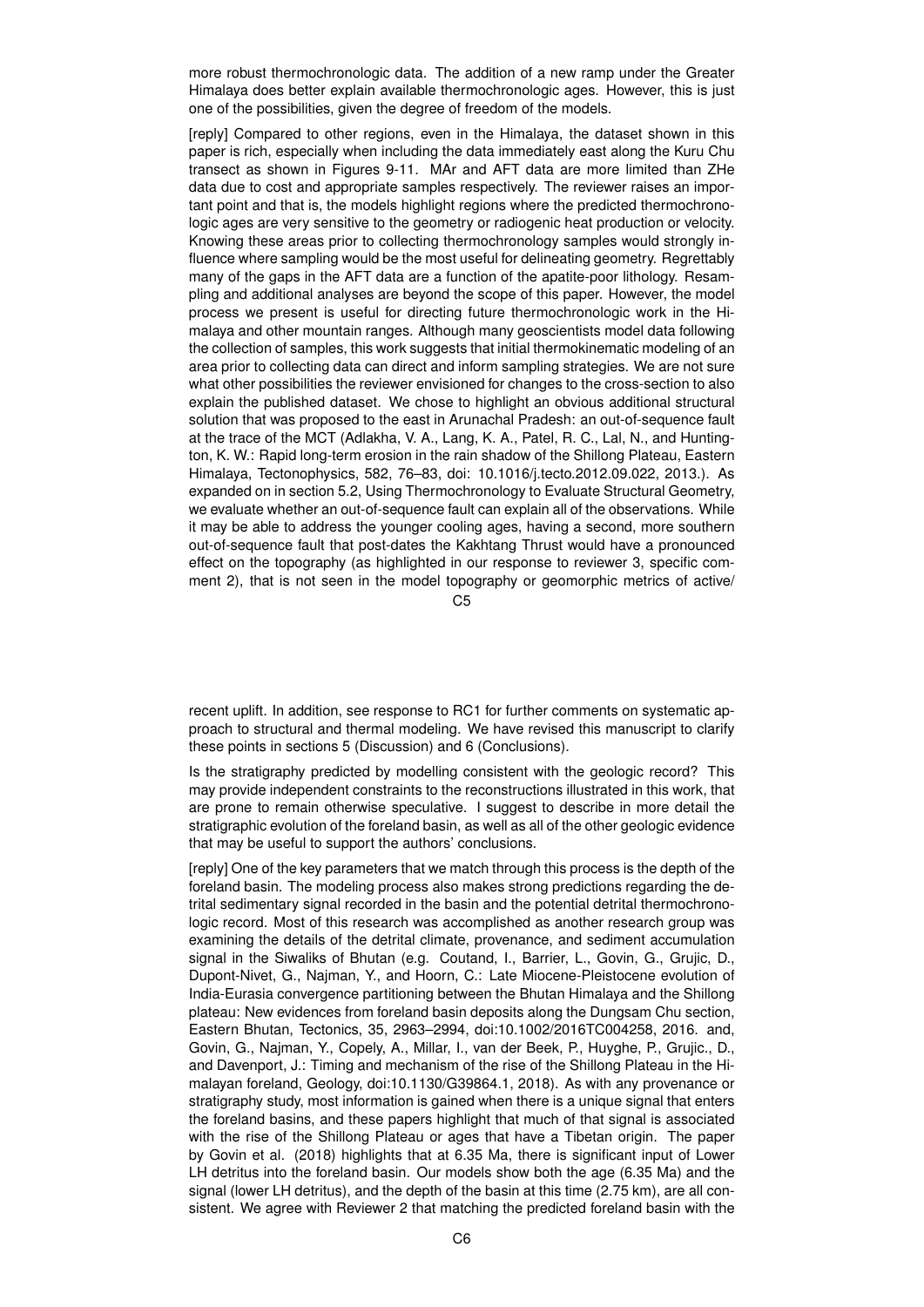more robust thermochronologic data. The addition of a new ramp under the Greater Himalaya does better explain available thermochronologic ages. However, this is just one of the possibilities, given the degree of freedom of the models.

[reply] Compared to other regions, even in the Himalaya, the dataset shown in this paper is rich, especially when including the data immediately east along the Kuru Chu transect as shown in Figures 9-11. MAr and AFT data are more limited than ZHe data due to cost and appropriate samples respectively. The reviewer raises an important point and that is, the models highlight regions where the predicted thermochronologic ages are very sensitive to the geometry or radiogenic heat production or velocity. Knowing these areas prior to collecting thermochronology samples would strongly influence where sampling would be the most useful for delineating geometry. Regrettably many of the gaps in the AFT data are a function of the apatite-poor lithology. Resampling and additional analyses are beyond the scope of this paper. However, the model process we present is useful for directing future thermochronologic work in the Himalaya and other mountain ranges. Although many geoscientists model data following the collection of samples, this work suggests that initial thermokinematic modeling of an area prior to collecting data can direct and inform sampling strategies. We are not sure what other possibilities the reviewer envisioned for changes to the cross-section to also explain the published dataset. We chose to highlight an obvious additional structural solution that was proposed to the east in Arunachal Pradesh: an out-of-sequence fault at the trace of the MCT (Adlakha, V. A., Lang, K. A., Patel, R. C., Lal, N., and Huntington, K. W.: Rapid long-term erosion in the rain shadow of the Shillong Plateau, Eastern Himalaya, Tectonophysics, 582, 76–83, doi: 10.1016/j.tecto.2012.09.022, 2013.). As expanded on in section 5.2, Using Thermochronology to Evaluate Structural Geometry, we evaluate whether an out-of-sequence fault can explain all of the observations. While it may be able to address the younger cooling ages, having a second, more southern out-of-sequence fault that post-dates the Kakhtang Thrust would have a pronounced effect on the topography (as highlighted in our response to reviewer 3, specific comment 2), that is not seen in the model topography or geomorphic metrics of active/recent uplift. In addition, see response to RC1 for further comments on systematic approach to structural and thermal modeling. We have revised this manuscript to clarify these points in sections 5 (Discussion) and 6 (Conclusions).

Is the stratigraphy predicted by modelling consistent with the geologic record? This may provide independent constraints to the reconstructions illustrated in this work, that are prone to remain otherwise speculative. I suggest to describe in more detail the stratigraphic evolution of the foreland basin, as well as all of the other geologic evidence that may be useful to support the authors' conclusions.

[reply] One of the key parameters that we match through this process is the depth of the foreland basin. The modeling process also makes strong predictions regarding the detrital sedimentary signal recorded in the basin and the potential detrital thermochronologic record. Most of this research was accomplished as another research group was examining the details of the detrital climate, provenance, and sediment accumulation signal in the Siwaliks of Bhutan (e.g. Coutand, I., Barrier, L., Govin, G., Grujic, D., Dupont-Nivet, G., Najman, Y., and Hoorn, C.: Late Miocene-Pleistocene evolution of India-Eurasia convergence partitioning between the Bhutan Himalaya and the Shillong plateau: New evidences from foreland basin deposits along the Dungsam Chu section, Eastern Bhutan, Tectonics, 35, 2963–2994, doi:10.1002/2016TC004258, 2016. and, Govin, G., Najman, Y., Copely, A., Millar, I., van der Beek, P., Huyghe, P., Grujic., D., and Davenport, J.: Timing and mechanism of the rise of the Shillong Plateau in the Himalayan foreland, Geology, doi:10.1130/G39864.1, 2018). As with any provenance or stratigraphy study, most information is gained when there is a unique signal that enters the foreland basins, and these papers highlight that much of that signal is associated with the rise of the Shillong Plateau or ages that have a Tibetan origin. The paper by Govin et al. (2018) highlights that at 6.35 Ma, there is significant input of Lower LH detritus into the foreland basin. Our models show both the age (6.35 Ma) and the signal (lower LH detritus), and the depth of the basin at this time (2.75 km), are all consistent. We agree with Reviewer 2 that matching the predicted foreland basin with the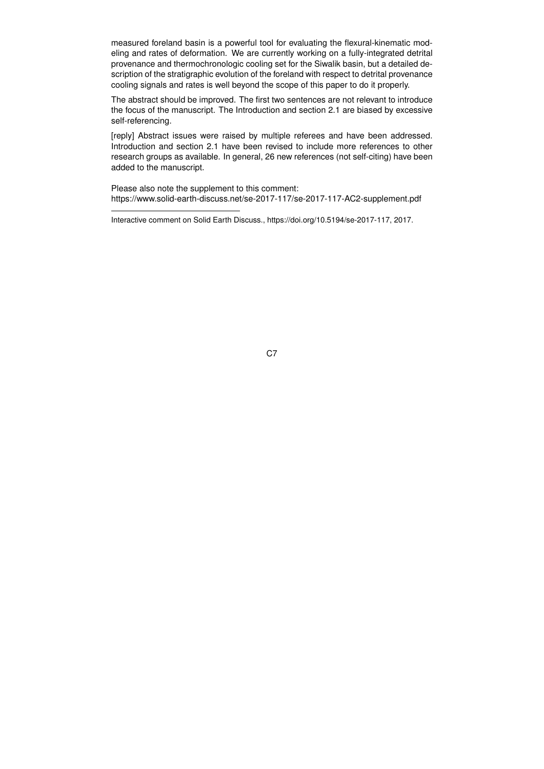measured foreland basin is a powerful tool for evaluating the flexural-kinematic modeling and rates of deformation. We are currently working on a fully-integrated detrital provenance and thermochronologic cooling set for the Siwalik basin, but a detailed description of the stratigraphic evolution of the foreland with respect to detrital provenance cooling signals and rates is well beyond the scope of this paper to do it properly.

The abstract should be improved. The first two sentences are not relevant to introduce the focus of the manuscript. The Introduction and section 2.1 are biased by excessive self-referencing.

[reply] Abstract issues were raised by multiple referees and have been addressed. Introduction and section 2.1 have been revised to include more references to other research groups as available. In general, 26 new references (not self-citing) have been added to the manuscript.

Please also note the supplement to this comment:
https://www.solid-earth-discuss.net/se-2017-117/se-2017-117-AC2-supplement.pdf

---

Interactive comment on Solid Earth Discuss., https://doi.org/10.5194/se-2017-117, 2017.